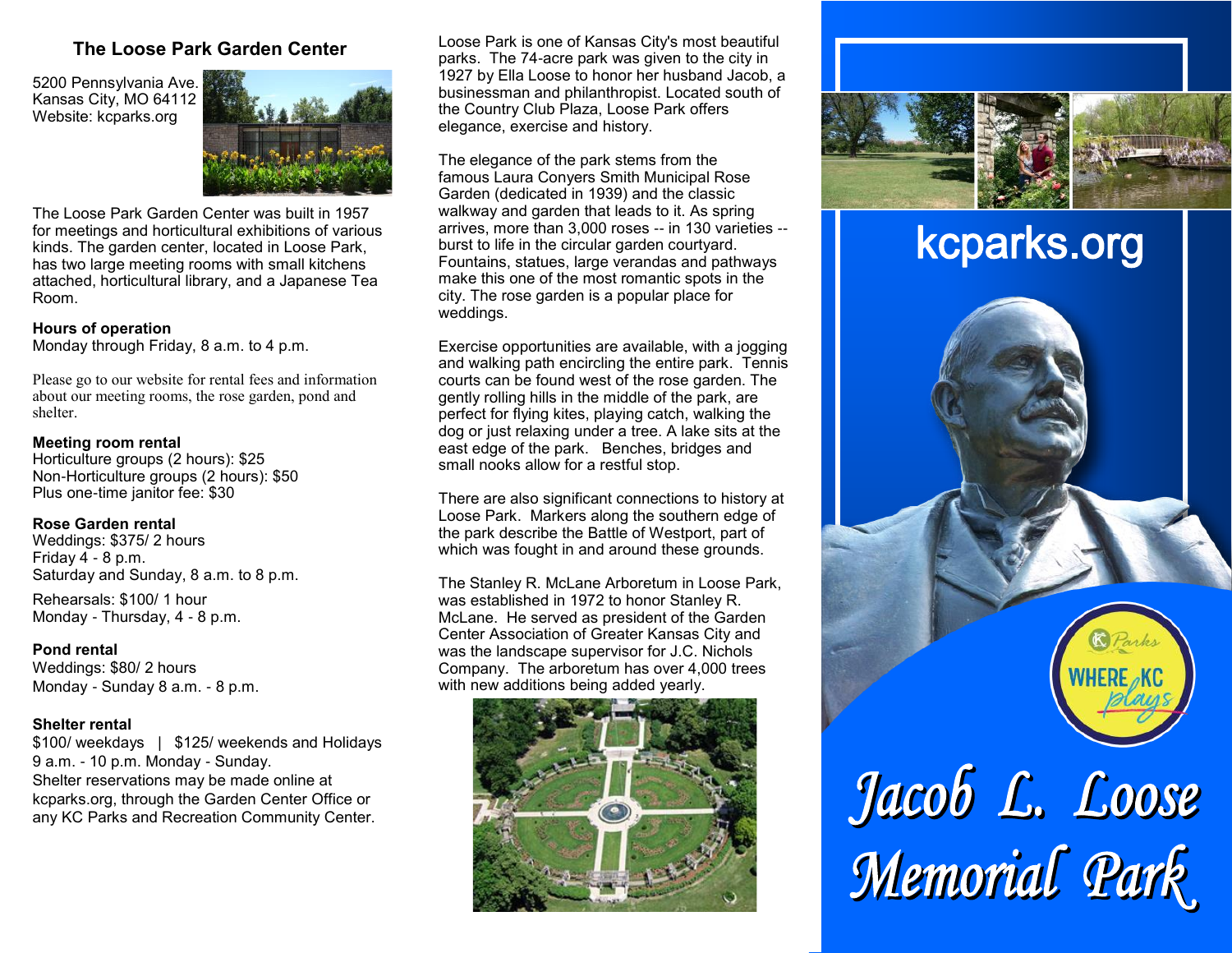## The Loose Park Garden Center

5200 Pennsylvania Ave.
Kansas City, MO 64112
Website: kcparks.org

The Loose Park Garden Center was built in 1957 for meetings and horticultural exhibitions of various kinds. The garden center, located in Loose Park, has two large meeting rooms with small kitchens attached, horticultural library, and a Japanese Tea Room.

**Hours of operation**
Monday through Friday, 8 a.m. to 4 p.m.

Please go to our website for rental fees and information about our meeting rooms, the rose garden, pond and shelter.

**Meeting room rental**
Horticulture groups (2 hours): $25
Non-Horticulture groups (2 hours): $50
Plus one-time janitor fee: $30

**Rose Garden rental**
Weddings: $375/ 2 hours
Friday 4 - 8 p.m.
Saturday and Sunday, 8 a.m. to 8 p.m.

Rehearsals: $100/ 1 hour
Monday - Thursday, 4 - 8 p.m.

**Pond rental**
Weddings: $80/ 2 hours
Monday - Sunday 8 a.m. - 8 p.m.

**Shelter rental**
$100/ weekdays | $125/ weekends and Holidays
9 a.m. - 10 p.m. Monday - Sunday.
Shelter reservations may be made online at kcparks.org, through the Garden Center Office or any KC Parks and Recreation Community Center.

Loose Park is one of Kansas City's most beautiful parks. The 74-acre park was given to the city in 1927 by Ella Loose to honor her husband Jacob, a businessman and philanthropist. Located south of the Country Club Plaza, Loose Park offers elegance, exercise and history.

The elegance of the park stems from the famous Laura Conyers Smith Municipal Rose Garden (dedicated in 1939) and the classic walkway and garden that leads to it. As spring arrives, more than 3,000 roses -- in 130 varieties -- burst to life in the circular garden courtyard. Fountains, statues, large verandas and pathways make this one of the most romantic spots in the city. The rose garden is a popular place for weddings.

Exercise opportunities are available, with a jogging and walking path encircling the entire park. Tennis courts can be found west of the rose garden. The gently rolling hills in the middle of the park, are perfect for flying kites, playing catch, walking the dog or just relaxing under a tree. A lake sits at the east edge of the park. Benches, bridges and small nooks allow for a restful stop.

There are also significant connections to history at Loose Park. Markers along the southern edge of the park describe the Battle of Westport, part of which was fought in and around these grounds.

The Stanley R. McLane Arboretum in Loose Park, was established in 1972 to honor Stanley R. McLane. He served as president of the Garden Center Association of Greater Kansas City and was the landscape supervisor for J.C. Nichols Company. The arboretum has over 4,000 trees with new additions being added yearly.

kcparks.org

KC Parks WHERE KC plays

# Jacob L. Loose Memorial Park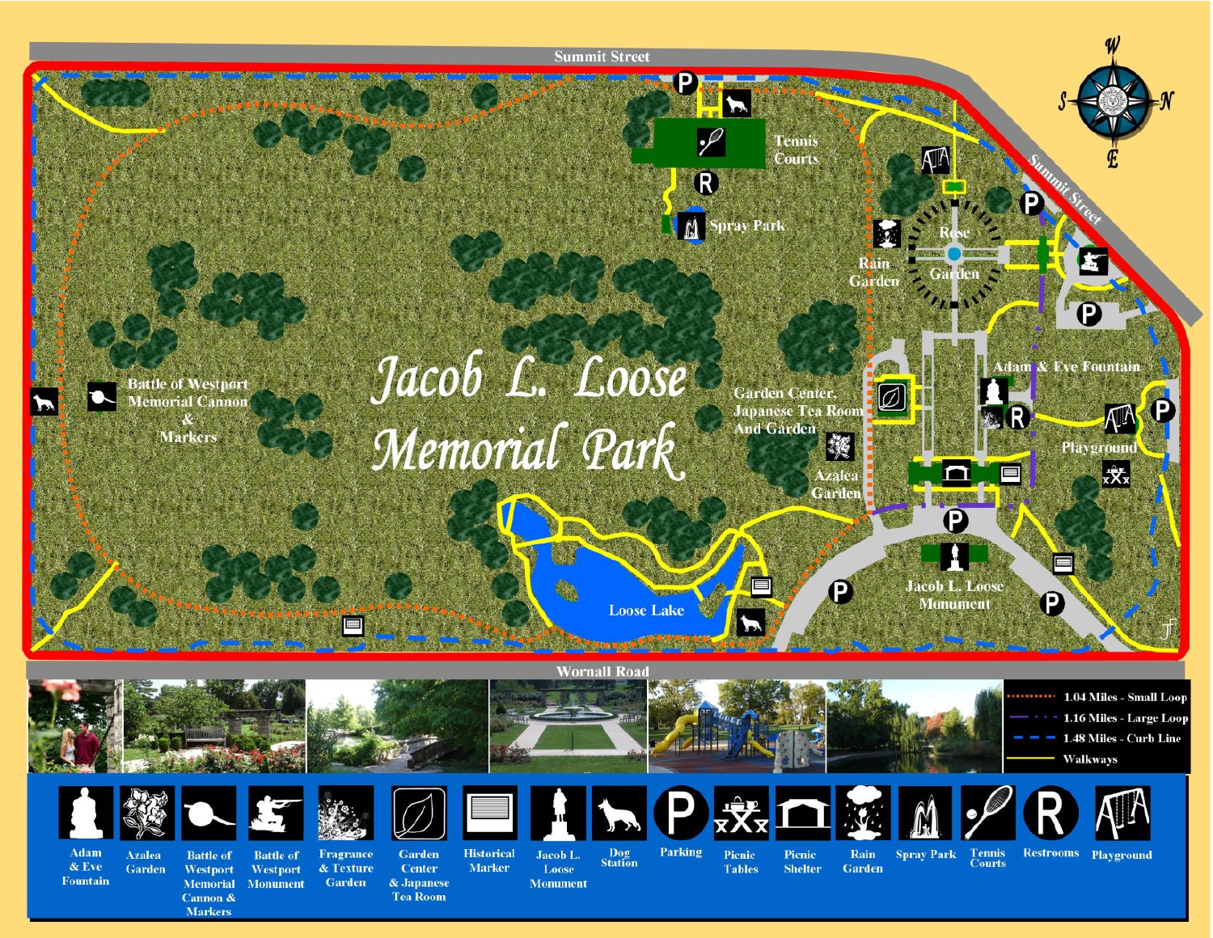# Jacob L. Loose Memorial Park

Summit Street

Wornall Road

Tennis Courts

Spray Park

Rose Garden

Rain Garden

Adam & Eve Fountain

Playground

Garden Center, Japanese Tea Room And Garden

Azalea Garden

Battle of Westport Memorial Cannon & Markers

Loose Lake

Jacob L. Loose Monument

W S N E

- 1.04 Miles - Small Loop
- 1.16 Miles - Large Loop
- 1.48 Miles - Curb Line
- Walkways

Adam & Eve Fountain | Azalea Garden | Battle of Westport Memorial Cannon & Markers | Battle of Westport Monument | Fragrance & Texture Garden | Garden Center & Japanese Tea Room | Historical Marker | Jacob L. Loose Monument | Dog Station | Parking | Picnic Tables | Picnic Shelter | Rain Garden | Spray Park | Tennis Courts | Restrooms | Playground